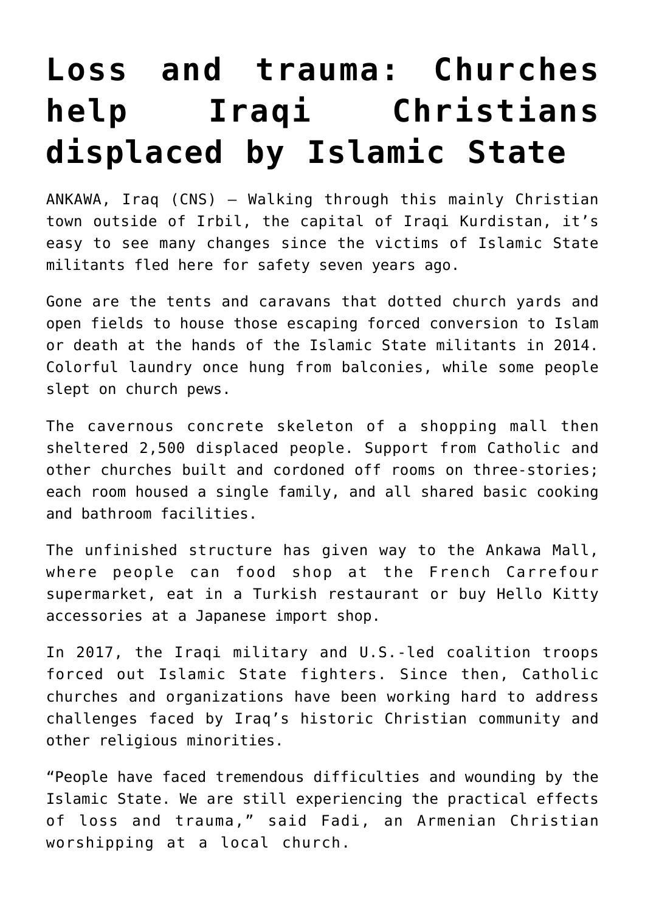# Loss and trauma: Churches help Iraqi Christians displaced by Islamic State

ANKAWA, Iraq (CNS) — Walking through this mainly Christian town outside of Irbil, the capital of Iraqi Kurdistan, it's easy to see many changes since the victims of Islamic State militants fled here for safety seven years ago.

Gone are the tents and caravans that dotted church yards and open fields to house those escaping forced conversion to Islam or death at the hands of the Islamic State militants in 2014. Colorful laundry once hung from balconies, while some people slept on church pews.

The cavernous concrete skeleton of a shopping mall then sheltered 2,500 displaced people. Support from Catholic and other churches built and cordoned off rooms on three-stories; each room housed a single family, and all shared basic cooking and bathroom facilities.

The unfinished structure has given way to the Ankawa Mall, where people can food shop at the French Carrefour supermarket, eat in a Turkish restaurant or buy Hello Kitty accessories at a Japanese import shop.

In 2017, the Iraqi military and U.S.-led coalition troops forced out Islamic State fighters. Since then, Catholic churches and organizations have been working hard to address challenges faced by Iraq's historic Christian community and other religious minorities.

"People have faced tremendous difficulties and wounding by the Islamic State. We are still experiencing the practical effects of loss and trauma," said Fadi, an Armenian Christian worshipping at a local church.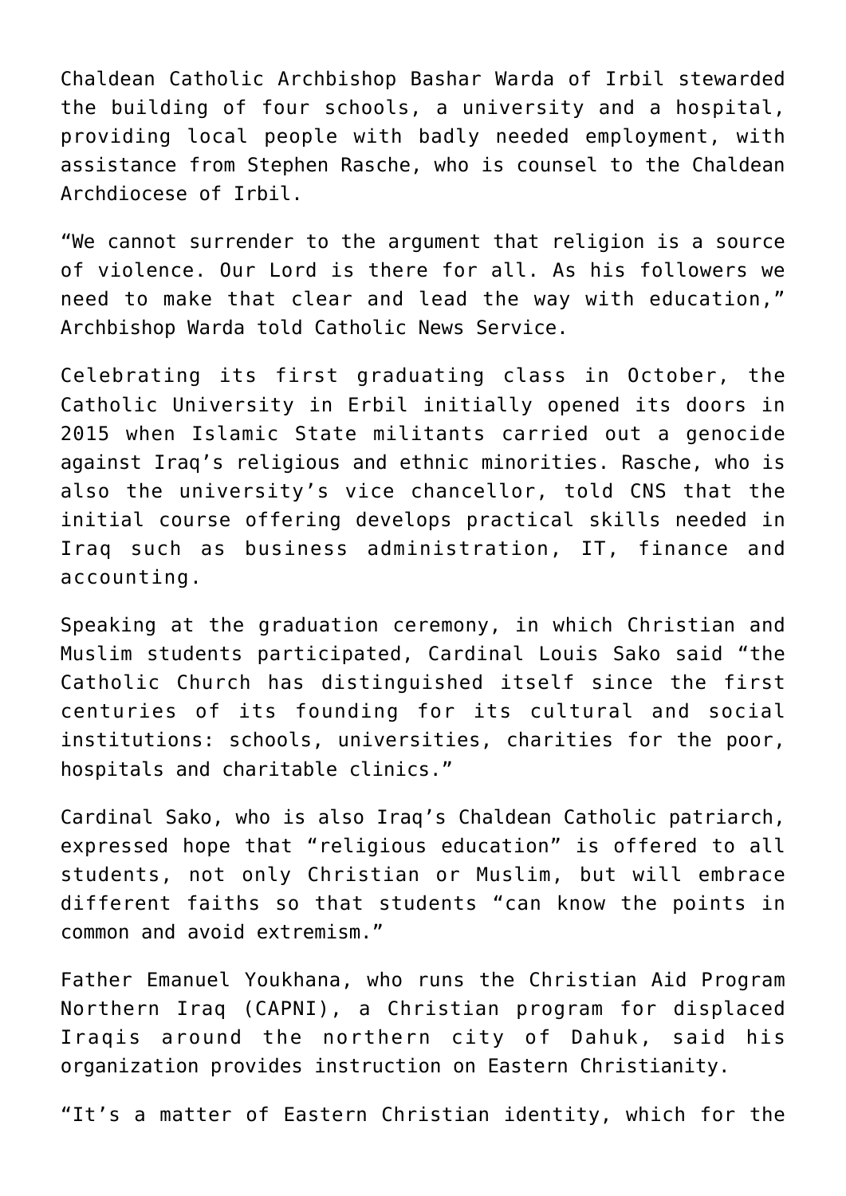Chaldean Catholic Archbishop Bashar Warda of Irbil stewarded the building of four schools, a university and a hospital, providing local people with badly needed employment, with assistance from Stephen Rasche, who is counsel to the Chaldean Archdiocese of Irbil.

"We cannot surrender to the argument that religion is a source of violence. Our Lord is there for all. As his followers we need to make that clear and lead the way with education," Archbishop Warda told Catholic News Service.

Celebrating its first graduating class in October, the Catholic University in Erbil initially opened its doors in 2015 when Islamic State militants carried out a genocide against Iraq's religious and ethnic minorities. Rasche, who is also the university's vice chancellor, told CNS that the initial course offering develops practical skills needed in Iraq such as business administration, IT, finance and accounting.

Speaking at the graduation ceremony, in which Christian and Muslim students participated, Cardinal Louis Sako said "the Catholic Church has distinguished itself since the first centuries of its founding for its cultural and social institutions: schools, universities, charities for the poor, hospitals and charitable clinics."

Cardinal Sako, who is also Iraq's Chaldean Catholic patriarch, expressed hope that "religious education" is offered to all students, not only Christian or Muslim, but will embrace different faiths so that students "can know the points in common and avoid extremism."

Father Emanuel Youkhana, who runs the Christian Aid Program Northern Iraq (CAPNI), a Christian program for displaced Iraqis around the northern city of Dahuk, said his organization provides instruction on Eastern Christianity.

"It's a matter of Eastern Christian identity, which for the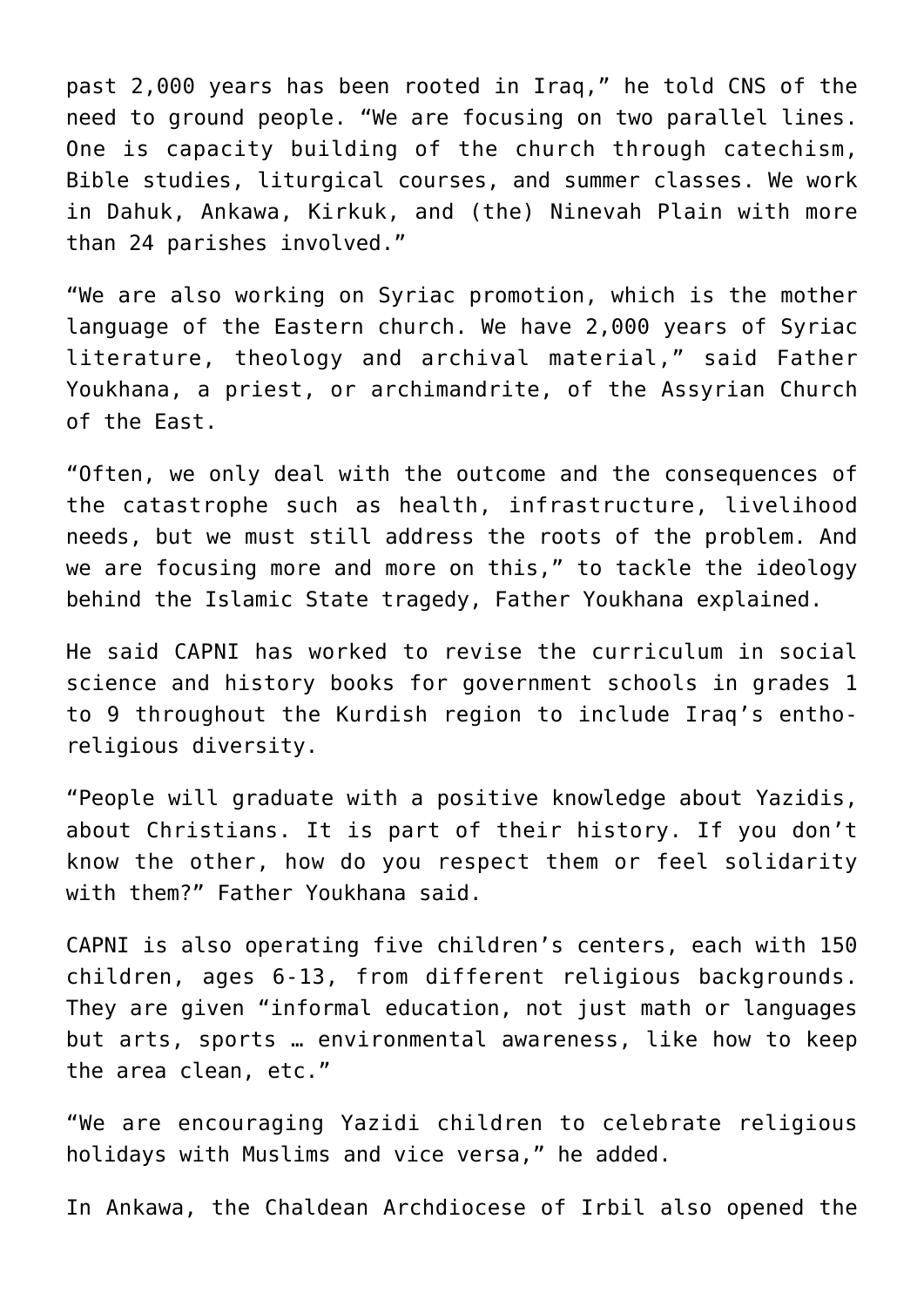past 2,000 years has been rooted in Iraq," he told CNS of the need to ground people. "We are focusing on two parallel lines. One is capacity building of the church through catechism, Bible studies, liturgical courses, and summer classes. We work in Dahuk, Ankawa, Kirkuk, and (the) Ninevah Plain with more than 24 parishes involved."

"We are also working on Syriac promotion, which is the mother language of the Eastern church. We have 2,000 years of Syriac literature, theology and archival material," said Father Youkhana, a priest, or archimandrite, of the Assyrian Church of the East.

"Often, we only deal with the outcome and the consequences of the catastrophe such as health, infrastructure, livelihood needs, but we must still address the roots of the problem. And we are focusing more and more on this," to tackle the ideology behind the Islamic State tragedy, Father Youkhana explained.

He said CAPNI has worked to revise the curriculum in social science and history books for government schools in grades 1 to 9 throughout the Kurdish region to include Iraq's entho-religious diversity.

"People will graduate with a positive knowledge about Yazidis, about Christians. It is part of their history. If you don't know the other, how do you respect them or feel solidarity with them?" Father Youkhana said.

CAPNI is also operating five children's centers, each with 150 children, ages 6-13, from different religious backgrounds. They are given "informal education, not just math or languages but arts, sports … environmental awareness, like how to keep the area clean, etc."

"We are encouraging Yazidi children to celebrate religious holidays with Muslims and vice versa," he added.

In Ankawa, the Chaldean Archdiocese of Irbil also opened the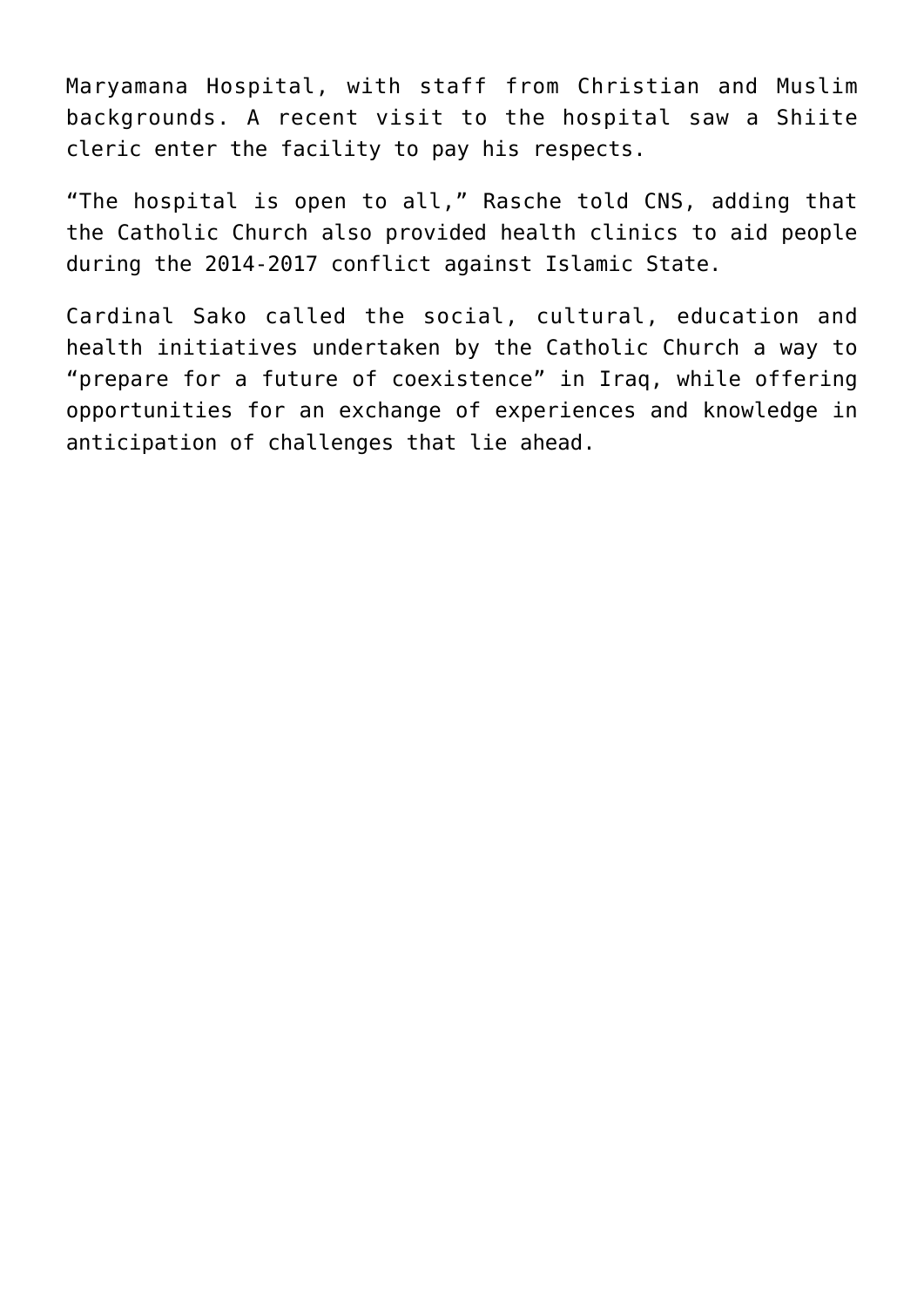Maryamana Hospital, with staff from Christian and Muslim backgrounds. A recent visit to the hospital saw a Shiite cleric enter the facility to pay his respects.

"The hospital is open to all," Rasche told CNS, adding that the Catholic Church also provided health clinics to aid people during the 2014-2017 conflict against Islamic State.

Cardinal Sako called the social, cultural, education and health initiatives undertaken by the Catholic Church a way to "prepare for a future of coexistence" in Iraq, while offering opportunities for an exchange of experiences and knowledge in anticipation of challenges that lie ahead.